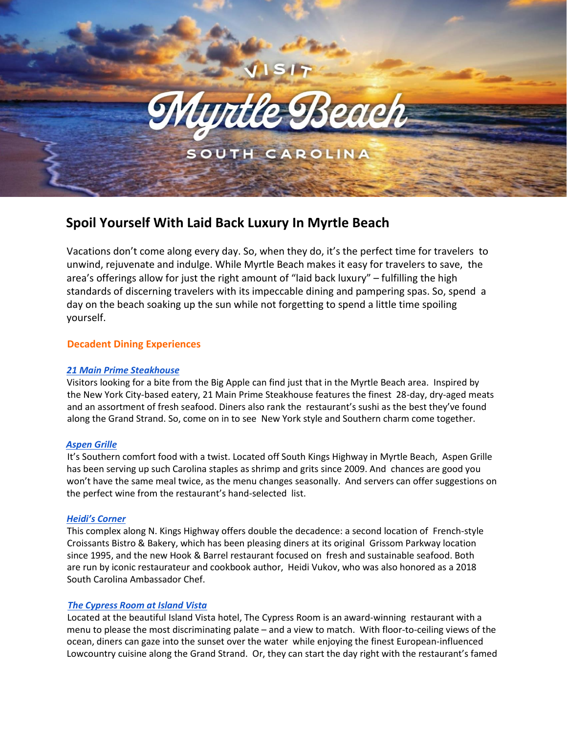# Visit Myrtle Beach South Carolina

## Spoil Yourself With Laid Back Luxury In Myrtle Beach

Vacations don't come along every day. So, when they do, it's the perfect time for travelers to unwind, rejuvenate and indulge. While Myrtle Beach makes it easy for travelers to save, the area's offerings allow for just the right amount of "laid back luxury" – fulfilling the high standards of discerning travelers with its impeccable dining and pampering spas. So, spend a day on the beach soaking up the sun while not forgetting to spend a little time spoiling yourself.

### Decadent Dining Experiences

***21 Main Prime Steakhouse***

Visitors looking for a bite from the Big Apple can find just that in the Myrtle Beach area. Inspired by the New York City-based eatery, 21 Main Prime Steakhouse features the finest 28-day, dry-aged meats and an assortment of fresh seafood. Diners also rank the restaurant's sushi as the best they've found along the Grand Strand. So, come on in to see New York style and Southern charm come together.

***Aspen Grille***

It's Southern comfort food with a twist. Located off South Kings Highway in Myrtle Beach, Aspen Grille has been serving up such Carolina staples as shrimp and grits since 2009. And chances are good you won't have the same meal twice, as the menu changes seasonally. And servers can offer suggestions on the perfect wine from the restaurant's hand-selected list.

***Heidi's Corner***

This complex along N. Kings Highway offers double the decadence: a second location of French-style Croissants Bistro & Bakery, which has been pleasing diners at its original Grissom Parkway location since 1995, and the new Hook & Barrel restaurant focused on fresh and sustainable seafood. Both are run by iconic restaurateur and cookbook author, Heidi Vukov, who was also honored as a 2018 South Carolina Ambassador Chef.

***The Cypress Room at Island Vista***

Located at the beautiful Island Vista hotel, The Cypress Room is an award-winning restaurant with a menu to please the most discriminating palate – and a view to match. With floor-to-ceiling views of the ocean, diners can gaze into the sunset over the water while enjoying the finest European-influenced Lowcountry cuisine along the Grand Strand. Or, they can start the day right with the restaurant's famed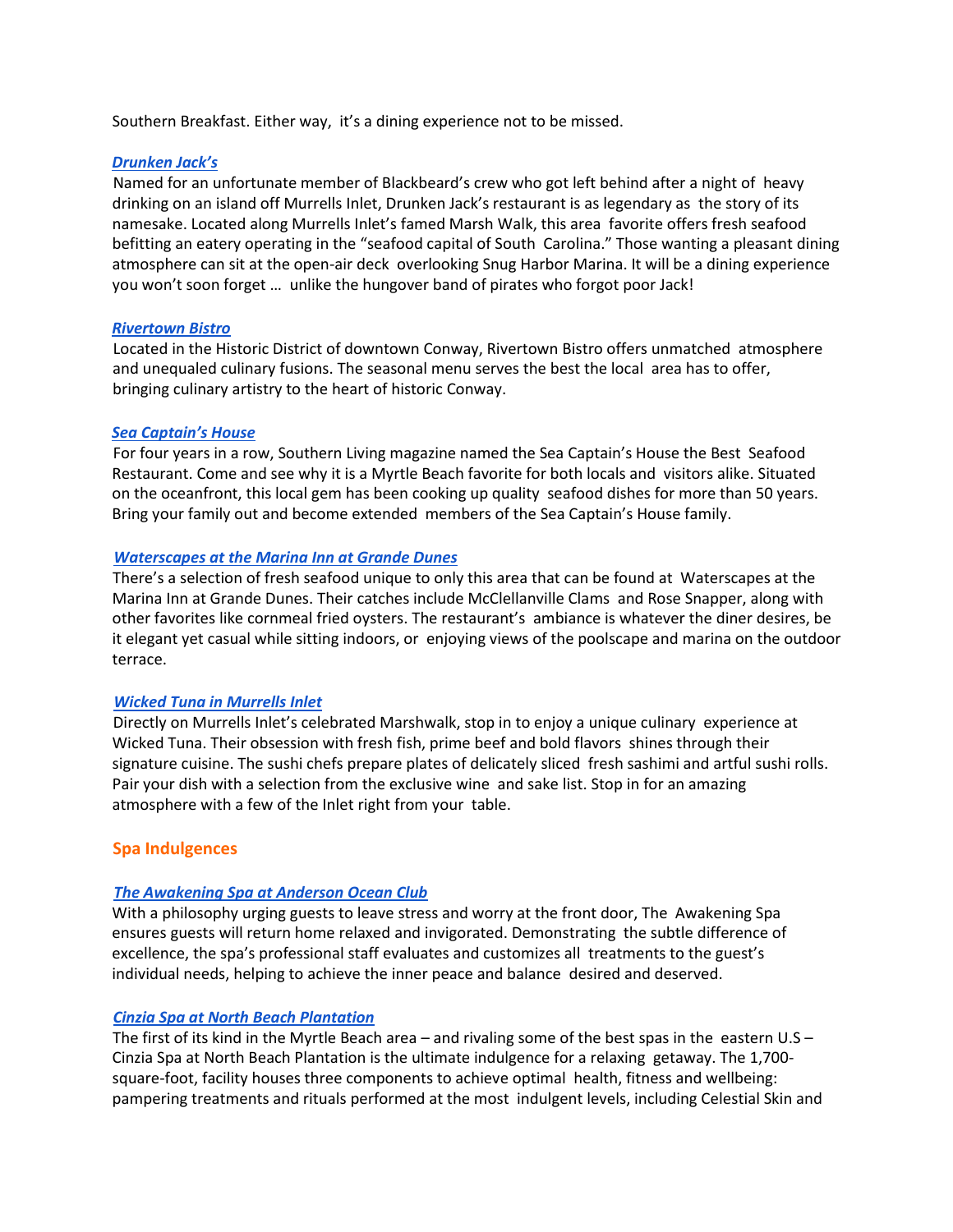Southern Breakfast. Either way, it's a dining experience not to be missed.

### *Drunken Jack's*

Named for an unfortunate member of Blackbeard's crew who got left behind after a night of heavy drinking on an island off Murrells Inlet, Drunken Jack's restaurant is as legendary as the story of its namesake. Located along Murrells Inlet's famed Marsh Walk, this area favorite offers fresh seafood befitting an eatery operating in the "seafood capital of South Carolina." Those wanting a pleasant dining atmosphere can sit at the open-air deck overlooking Snug Harbor Marina. It will be a dining experience you won't soon forget … unlike the hungover band of pirates who forgot poor Jack!

### *Rivertown Bistro*

Located in the Historic District of downtown Conway, Rivertown Bistro offers unmatched atmosphere and unequaled culinary fusions. The seasonal menu serves the best the local area has to offer, bringing culinary artistry to the heart of historic Conway.

### *Sea Captain's House*

For four years in a row, Southern Living magazine named the Sea Captain's House the Best Seafood Restaurant. Come and see why it is a Myrtle Beach favorite for both locals and visitors alike. Situated on the oceanfront, this local gem has been cooking up quality seafood dishes for more than 50 years. Bring your family out and become extended members of the Sea Captain's House family.

### *Waterscapes at the Marina Inn at Grande Dunes*

There's a selection of fresh seafood unique to only this area that can be found at Waterscapes at the Marina Inn at Grande Dunes. Their catches include McClellanville Clams and Rose Snapper, along with other favorites like cornmeal fried oysters. The restaurant's ambiance is whatever the diner desires, be it elegant yet casual while sitting indoors, or enjoying views of the poolscape and marina on the outdoor terrace.

### *Wicked Tuna in Murrells Inlet*

Directly on Murrells Inlet's celebrated Marshwalk, stop in to enjoy a unique culinary experience at Wicked Tuna. Their obsession with fresh fish, prime beef and bold flavors shines through their signature cuisine. The sushi chefs prepare plates of delicately sliced fresh sashimi and artful sushi rolls. Pair your dish with a selection from the exclusive wine and sake list. Stop in for an amazing atmosphere with a few of the Inlet right from your table.

## Spa Indulgences

### *The Awakening Spa at Anderson Ocean Club*

With a philosophy urging guests to leave stress and worry at the front door, The Awakening Spa ensures guests will return home relaxed and invigorated. Demonstrating the subtle difference of excellence, the spa's professional staff evaluates and customizes all treatments to the guest's individual needs, helping to achieve the inner peace and balance desired and deserved.

### *Cinzia Spa at North Beach Plantation*

The first of its kind in the Myrtle Beach area – and rivaling some of the best spas in the eastern U.S – Cinzia Spa at North Beach Plantation is the ultimate indulgence for a relaxing getaway. The 1,700-square-foot, facility houses three components to achieve optimal health, fitness and wellbeing: pampering treatments and rituals performed at the most indulgent levels, including Celestial Skin and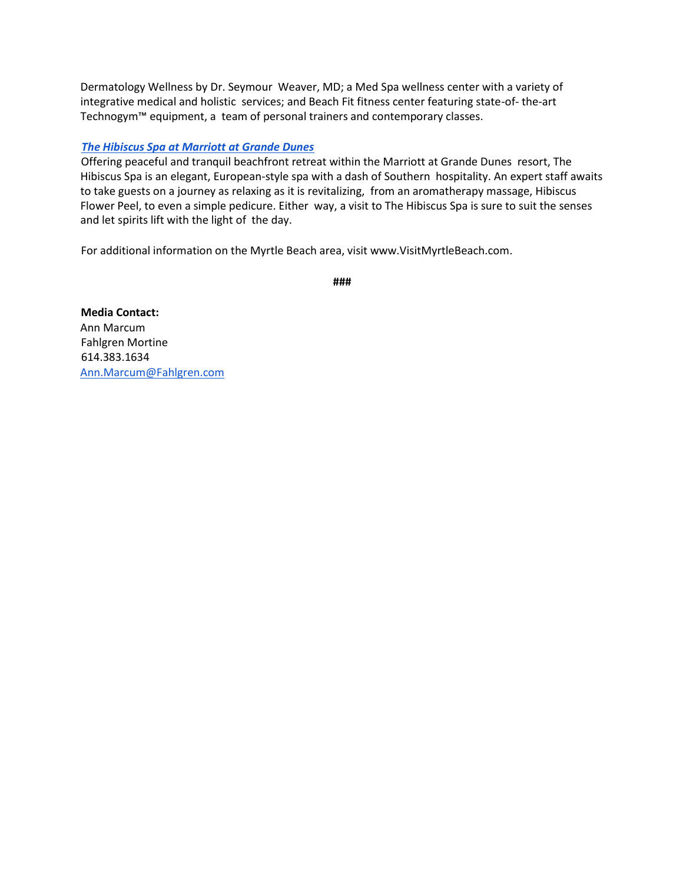Dermatology Wellness by Dr. Seymour Weaver, MD; a Med Spa wellness center with a variety of integrative medical and holistic services; and Beach Fit fitness center featuring state-of- the-art Technogym™ equipment, a team of personal trainers and contemporary classes.

***The Hibiscus Spa at Marriott at Grande Dunes***

Offering peaceful and tranquil beachfront retreat within the Marriott at Grande Dunes resort, The Hibiscus Spa is an elegant, European-style spa with a dash of Southern hospitality. An expert staff awaits to take guests on a journey as relaxing as it is revitalizing, from an aromatherapy massage, Hibiscus Flower Peel, to even a simple pedicure. Either way, a visit to The Hibiscus Spa is sure to suit the senses and let spirits lift with the light of the day.

For additional information on the Myrtle Beach area, visit www.VisitMyrtleBeach.com.

**###**

**Media Contact:**
Ann Marcum
Fahlgren Mortine
614.383.1634
Ann.Marcum@Fahlgren.com